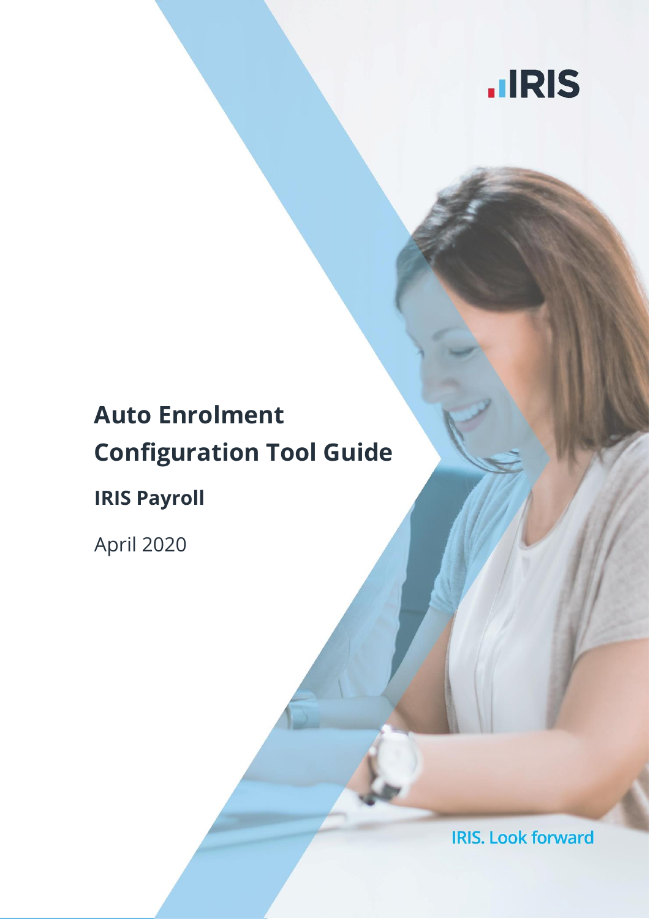IRIS

# Auto Enrolment Configuration Tool Guide

## IRIS Payroll

April 2020

IRIS. Look forward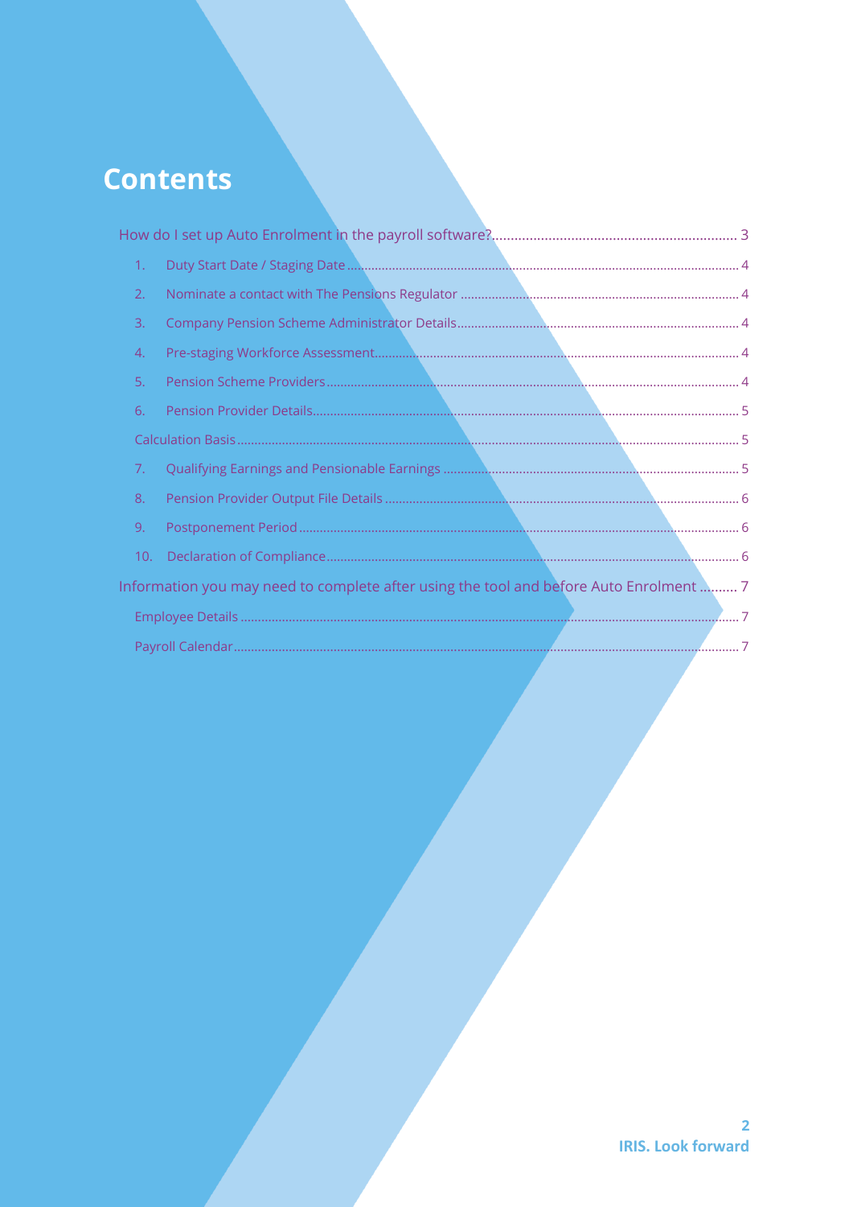# Contents

How do I set up Auto Enrolment in the payroll software? .......... 3

1. Duty Start Date / Staging Date .......... 4
2. Nominate a contact with The Pensions Regulator .......... 4
3. Company Pension Scheme Administrator Details .......... 4
4. Pre-staging Workforce Assessment .......... 4
5. Pension Scheme Providers .......... 4
6. Pension Provider Details .......... 5

Calculation Basis .......... 5

7. Qualifying Earnings and Pensionable Earnings .......... 5
8. Pension Provider Output File Details .......... 6
9. Postponement Period .......... 6
10. Declaration of Compliance .......... 6

Information you may need to complete after using the tool and before Auto Enrolment .......... 7

Employee Details .......... 7

Payroll Calendar .......... 7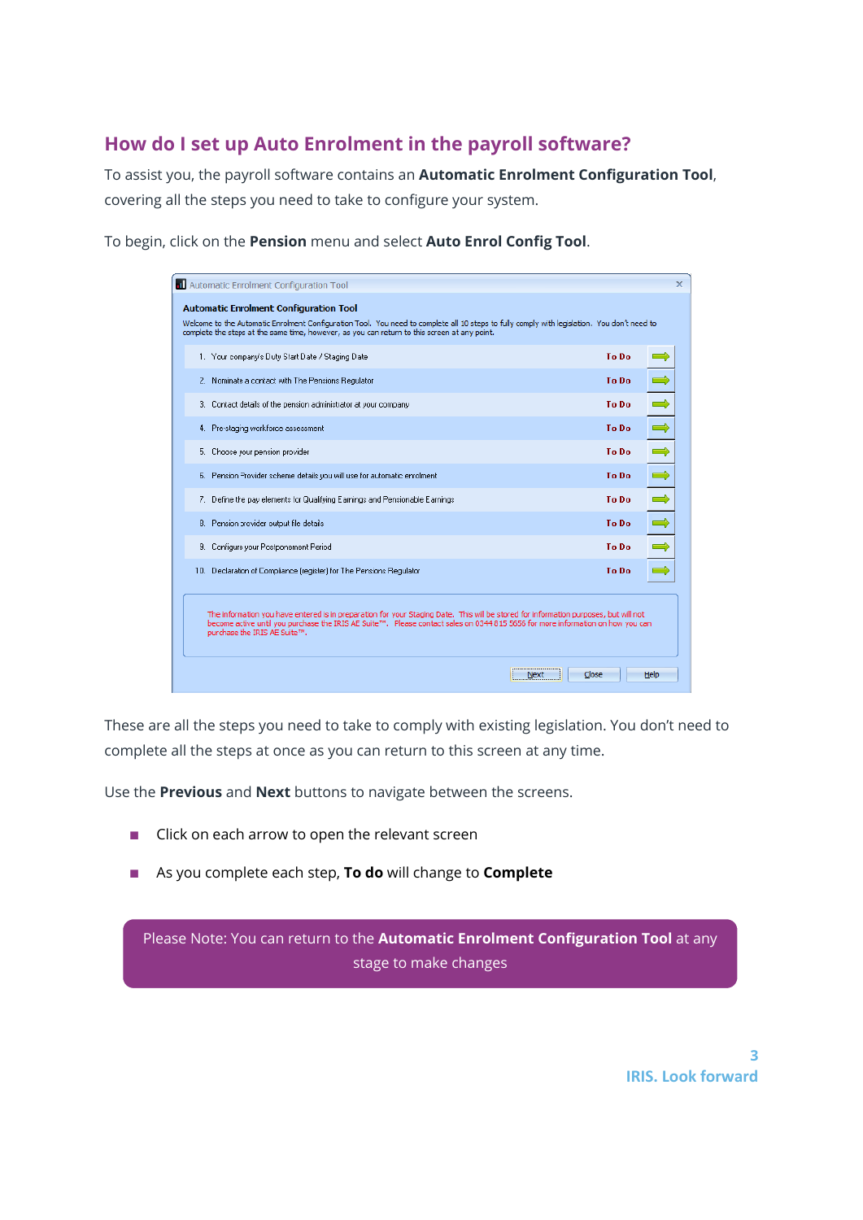## How do I set up Auto Enrolment in the payroll software?

To assist you, the payroll software contains an **Automatic Enrolment Configuration Tool**, covering all the steps you need to take to configure your system.

To begin, click on the **Pension** menu and select **Auto Enrol Config Tool**.

These are all the steps you need to take to comply with existing legislation. You don't need to complete all the steps at once as you can return to this screen at any time.

Use the **Previous** and **Next** buttons to navigate between the screens.

- Click on each arrow to open the relevant screen
- As you complete each step, **To do** will change to **Complete**

Please Note: You can return to the **Automatic Enrolment Configuration Tool** at any stage to make changes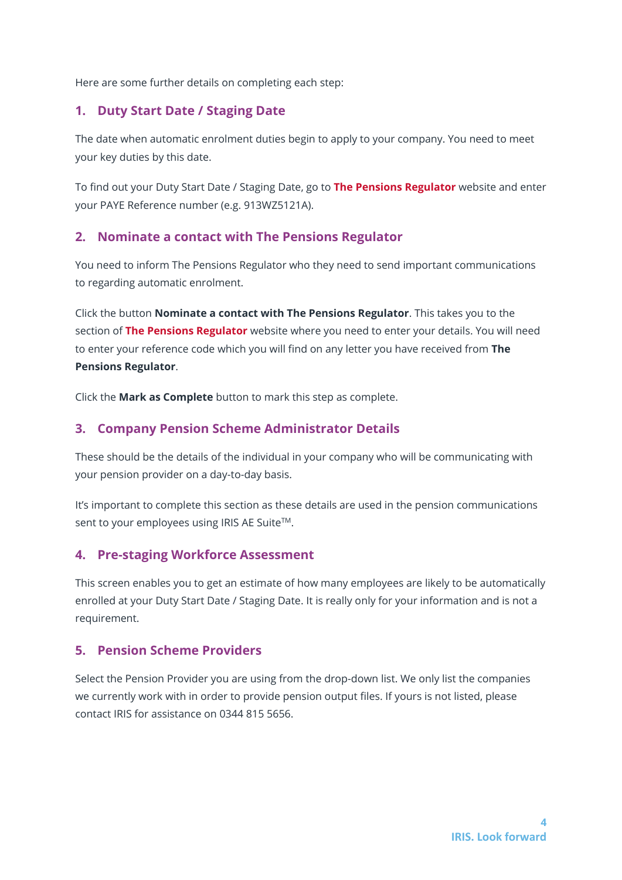Here are some further details on completing each step:

## 1. Duty Start Date / Staging Date

The date when automatic enrolment duties begin to apply to your company. You need to meet your key duties by this date.

To find out your Duty Start Date / Staging Date, go to **The Pensions Regulator** website and enter your PAYE Reference number (e.g. 913WZ5121A).

## 2. Nominate a contact with The Pensions Regulator

You need to inform The Pensions Regulator who they need to send important communications to regarding automatic enrolment.

Click the button **Nominate a contact with The Pensions Regulator**. This takes you to the section of **The Pensions Regulator** website where you need to enter your details. You will need to enter your reference code which you will find on any letter you have received from **The Pensions Regulator**.

Click the **Mark as Complete** button to mark this step as complete.

## 3. Company Pension Scheme Administrator Details

These should be the details of the individual in your company who will be communicating with your pension provider on a day-to-day basis.

It's important to complete this section as these details are used in the pension communications sent to your employees using IRIS AE Suite™.

## 4. Pre-staging Workforce Assessment

This screen enables you to get an estimate of how many employees are likely to be automatically enrolled at your Duty Start Date / Staging Date. It is really only for your information and is not a requirement.

## 5. Pension Scheme Providers

Select the Pension Provider you are using from the drop-down list. We only list the companies we currently work with in order to provide pension output files. If yours is not listed, please contact IRIS for assistance on 0344 815 5656.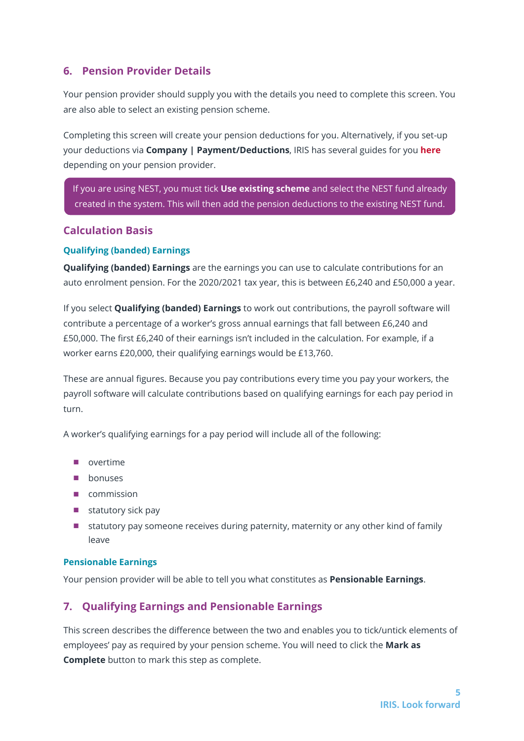## 6. Pension Provider Details

Your pension provider should supply you with the details you need to complete this screen. You are also able to select an existing pension scheme.

Completing this screen will create your pension deductions for you. Alternatively, if you set-up your deductions via **Company | Payment/Deductions**, IRIS has several guides for you **here** depending on your pension provider.

> If you are using NEST, you must tick **Use existing scheme** and select the NEST fund already created in the system. This will then add the pension deductions to the existing NEST fund.

### Calculation Basis

#### Qualifying (banded) Earnings

**Qualifying (banded) Earnings** are the earnings you can use to calculate contributions for an auto enrolment pension. For the 2020/2021 tax year, this is between £6,240 and £50,000 a year.

If you select **Qualifying (banded) Earnings** to work out contributions, the payroll software will contribute a percentage of a worker's gross annual earnings that fall between £6,240 and £50,000. The first £6,240 of their earnings isn't included in the calculation. For example, if a worker earns £20,000, their qualifying earnings would be £13,760.

These are annual figures. Because you pay contributions every time you pay your workers, the payroll software will calculate contributions based on qualifying earnings for each pay period in turn.

A worker's qualifying earnings for a pay period will include all of the following:

- overtime
- bonuses
- commission
- statutory sick pay
- statutory pay someone receives during paternity, maternity or any other kind of family leave

#### Pensionable Earnings

Your pension provider will be able to tell you what constitutes as **Pensionable Earnings**.

## 7. Qualifying Earnings and Pensionable Earnings

This screen describes the difference between the two and enables you to tick/untick elements of employees' pay as required by your pension scheme. You will need to click the **Mark as Complete** button to mark this step as complete.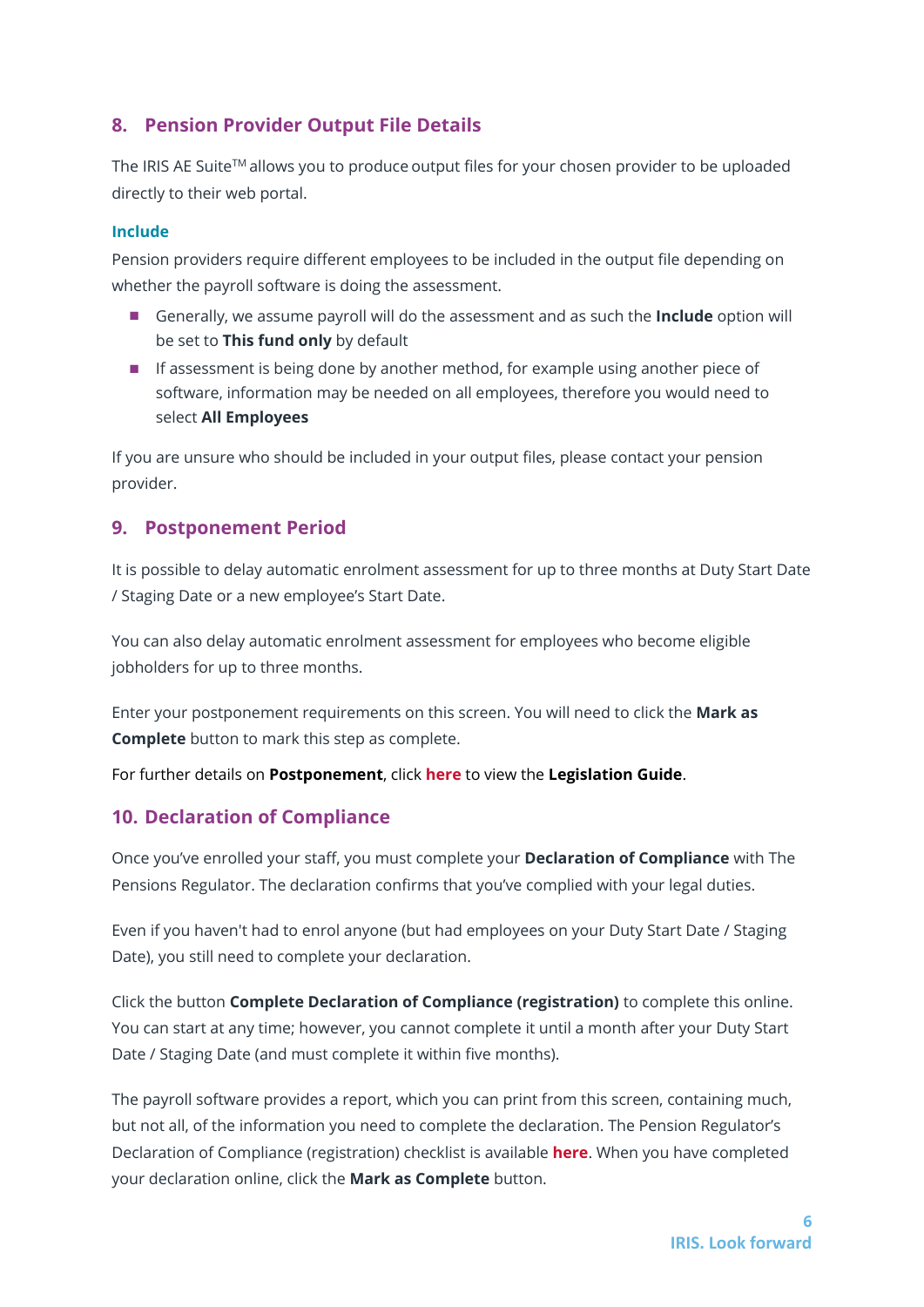## 8. Pension Provider Output File Details

The IRIS AE Suite™ allows you to produce output files for your chosen provider to be uploaded directly to their web portal.

### Include

Pension providers require different employees to be included in the output file depending on whether the payroll software is doing the assessment.

- Generally, we assume payroll will do the assessment and as such the **Include** option will be set to **This fund only** by default
- If assessment is being done by another method, for example using another piece of software, information may be needed on all employees, therefore you would need to select **All Employees**

If you are unsure who should be included in your output files, please contact your pension provider.

## 9. Postponement Period

It is possible to delay automatic enrolment assessment for up to three months at Duty Start Date / Staging Date or a new employee's Start Date.

You can also delay automatic enrolment assessment for employees who become eligible jobholders for up to three months.

Enter your postponement requirements on this screen. You will need to click the **Mark as Complete** button to mark this step as complete.

For further details on **Postponement**, click **here** to view the **Legislation Guide**.

## 10. Declaration of Compliance

Once you've enrolled your staff, you must complete your **Declaration of Compliance** with The Pensions Regulator. The declaration confirms that you've complied with your legal duties.

Even if you haven't had to enrol anyone (but had employees on your Duty Start Date / Staging Date), you still need to complete your declaration.

Click the button **Complete Declaration of Compliance (registration)** to complete this online. You can start at any time; however, you cannot complete it until a month after your Duty Start Date / Staging Date (and must complete it within five months).

The payroll software provides a report, which you can print from this screen, containing much, but not all, of the information you need to complete the declaration. The Pension Regulator's Declaration of Compliance (registration) checklist is available **here**. When you have completed your declaration online, click the **Mark as Complete** button.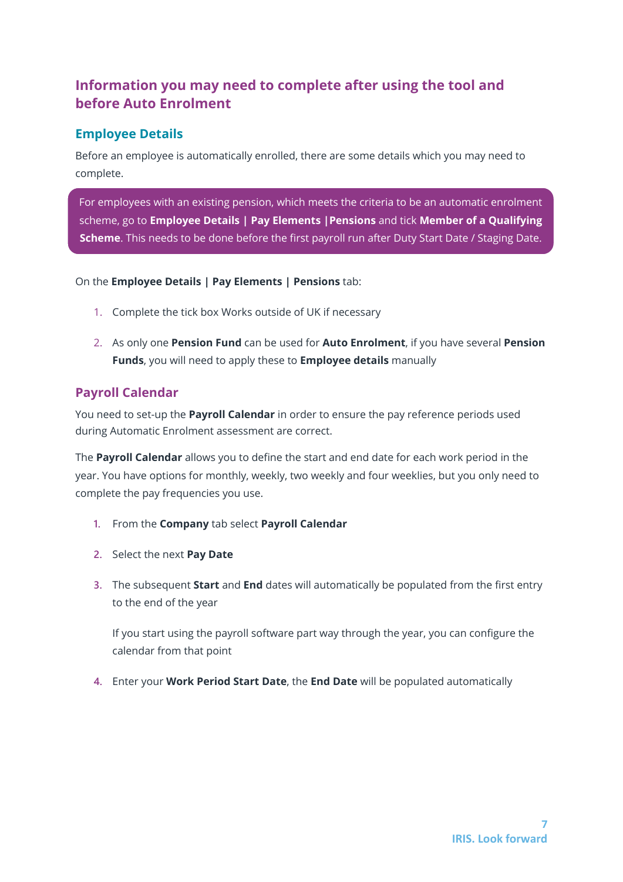## Information you may need to complete after using the tool and before Auto Enrolment

### Employee Details

Before an employee is automatically enrolled, there are some details which you may need to complete.

> For employees with an existing pension, which meets the criteria to be an automatic enrolment scheme, go to **Employee Details | Pay Elements |Pensions** and tick **Member of a Qualifying Scheme**. This needs to be done before the first payroll run after Duty Start Date / Staging Date.

On the **Employee Details | Pay Elements | Pensions** tab:

1. Complete the tick box Works outside of UK if necessary
2. As only one **Pension Fund** can be used for **Auto Enrolment**, if you have several **Pension Funds**, you will need to apply these to **Employee details** manually

### Payroll Calendar

You need to set-up the **Payroll Calendar** in order to ensure the pay reference periods used during Automatic Enrolment assessment are correct.

The **Payroll Calendar** allows you to define the start and end date for each work period in the year. You have options for monthly, weekly, two weekly and four weeklies, but you only need to complete the pay frequencies you use.

1. From the **Company** tab select **Payroll Calendar**
2. Select the next **Pay Date**
3. The subsequent **Start** and **End** dates will automatically be populated from the first entry to the end of the year

   If you start using the payroll software part way through the year, you can configure the calendar from that point
4. Enter your **Work Period Start Date**, the **End Date** will be populated automatically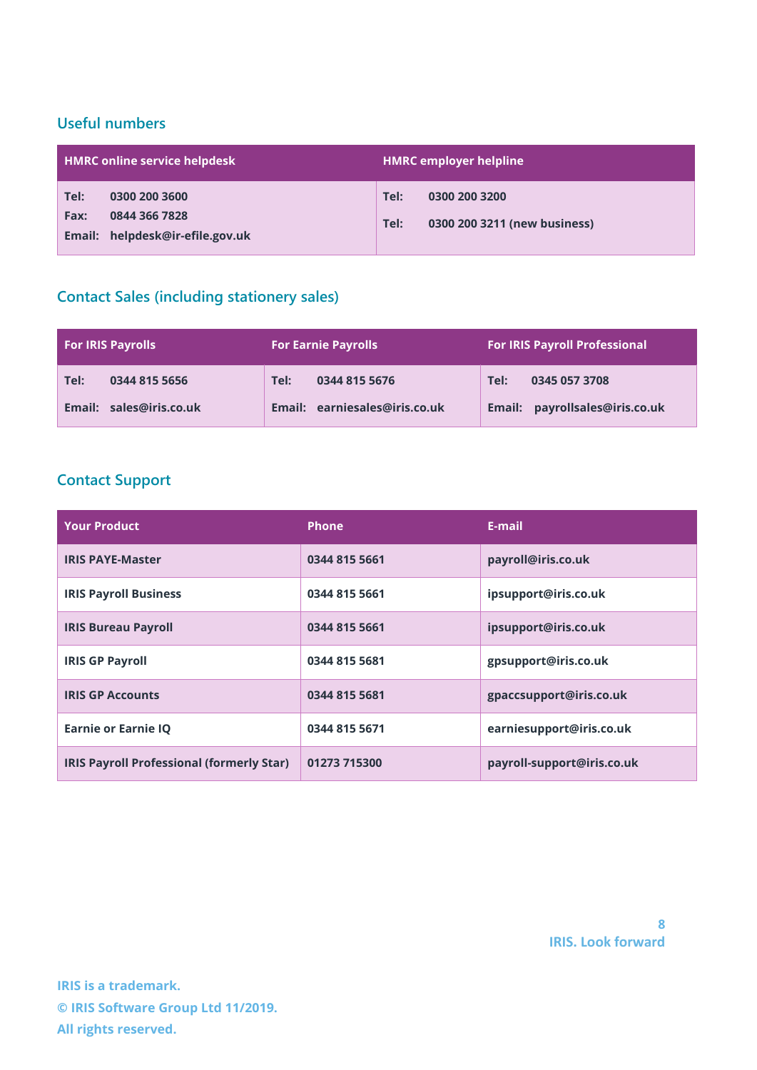## Useful numbers

| HMRC online service helpdesk | HMRC employer helpline |
|---|---|
| Tel: 0300 200 3600<br>Fax: 0844 366 7828<br>Email: helpdesk@ir-efile.gov.uk | Tel: 0300 200 3200<br>Tel: 0300 200 3211 (new business) |

## Contact Sales (including stationery sales)

| For IRIS Payrolls | For Earnie Payrolls | For IRIS Payroll Professional |
|---|---|---|
| Tel: 0344 815 5656<br>Email: sales@iris.co.uk | Tel: 0344 815 5676<br>Email: earniesales@iris.co.uk | Tel: 0345 057 3708<br>Email: payrollsales@iris.co.uk |

## Contact Support

| Your Product | Phone | E-mail |
|---|---|---|
| IRIS PAYE-Master | 0344 815 5661 | payroll@iris.co.uk |
| IRIS Payroll Business | 0344 815 5661 | ipsupport@iris.co.uk |
| IRIS Bureau Payroll | 0344 815 5661 | ipsupport@iris.co.uk |
| IRIS GP Payroll | 0344 815 5681 | gpsupport@iris.co.uk |
| IRIS GP Accounts | 0344 815 5681 | gpaccsupport@iris.co.uk |
| Earnie or Earnie IQ | 0344 815 5671 | earniesupport@iris.co.uk |
| IRIS Payroll Professional (formerly Star) | 01273 715300 | payroll-support@iris.co.uk |

IRIS. Look forward

IRIS is a trademark.
© IRIS Software Group Ltd 11/2019.
All rights reserved.